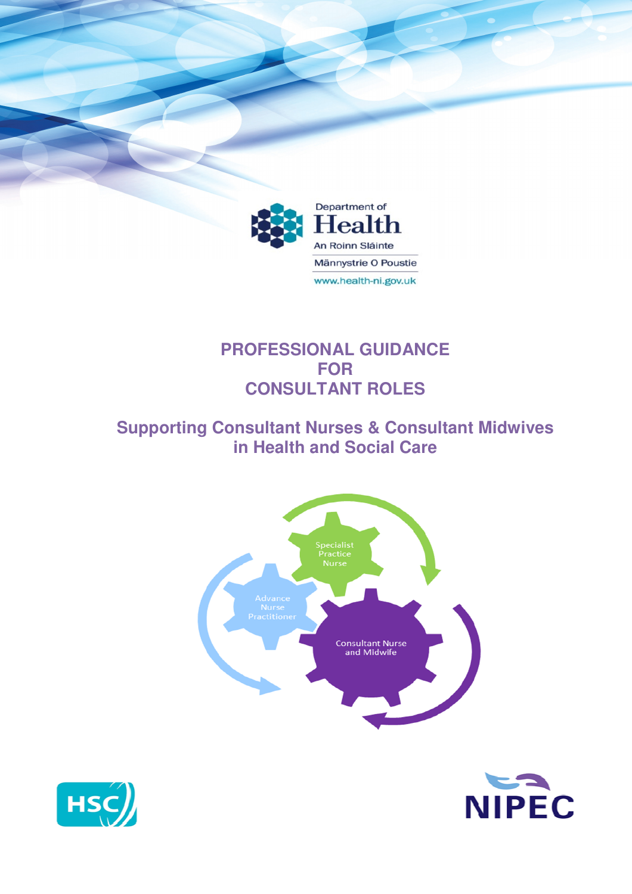Department of Health
An Roinn Sláinte
Männystrie O Poustie
www.health-ni.gov.uk

# PROFESSIONAL GUIDANCE FOR CONSULTANT ROLES

## Supporting Consultant Nurses & Consultant Midwives in Health and Social Care

Specialist Practice Nurse

Advance Nurse Practitioner

Consultant Nurse and Midwife

HSC

NIPEC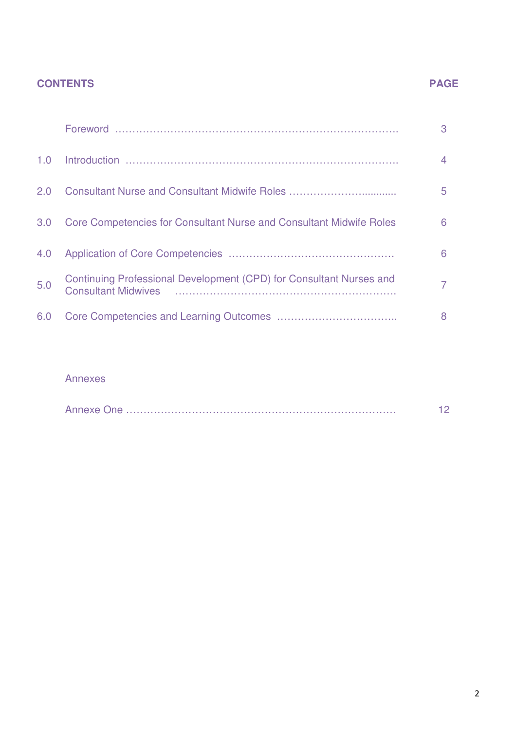## CONTENTS

| | | PAGE |
|---|---|---|
| | Foreword | 3 |
| 1.0 | Introduction | 4 |
| 2.0 | Consultant Nurse and Consultant Midwife Roles | 5 |
| 3.0 | Core Competencies for Consultant Nurse and Consultant Midwife Roles | 6 |
| 4.0 | Application of Core Competencies | 6 |
| 5.0 | Continuing Professional Development (CPD) for Consultant Nurses and Consultant Midwives | 7 |
| 6.0 | Core Competencies and Learning Outcomes | 8 |

Annexes

| | |
|---|---|
| Annexe One | 12 |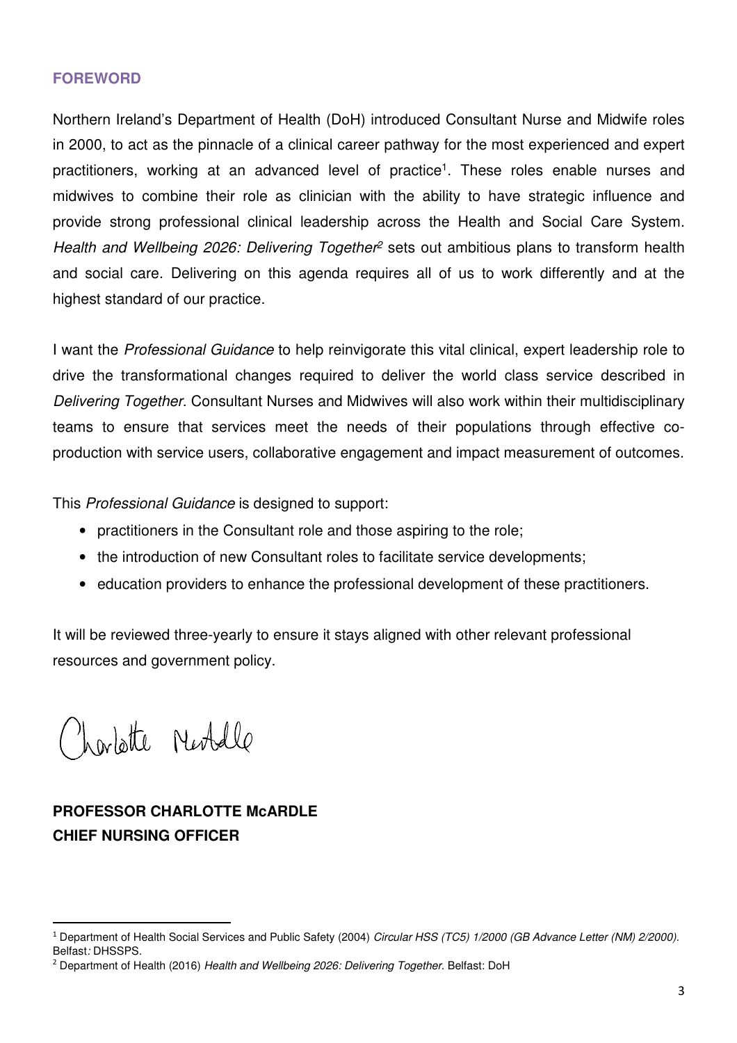## FOREWORD

Northern Ireland's Department of Health (DoH) introduced Consultant Nurse and Midwife roles in 2000, to act as the pinnacle of a clinical career pathway for the most experienced and expert practitioners, working at an advanced level of practice[1]. These roles enable nurses and midwives to combine their role as clinician with the ability to have strategic influence and provide strong professional clinical leadership across the Health and Social Care System. *Health and Wellbeing 2026: Delivering Together*[2] sets out ambitious plans to transform health and social care. Delivering on this agenda requires all of us to work differently and at the highest standard of our practice.

I want the *Professional Guidance* to help reinvigorate this vital clinical, expert leadership role to drive the transformational changes required to deliver the world class service described in *Delivering Together.* Consultant Nurses and Midwives will also work within their multidisciplinary teams to ensure that services meet the needs of their populations through effective co-production with service users, collaborative engagement and impact measurement of outcomes.

This *Professional Guidance* is designed to support:

- practitioners in the Consultant role and those aspiring to the role;
- the introduction of new Consultant roles to facilitate service developments;
- education providers to enhance the professional development of these practitioners.

It will be reviewed three-yearly to ensure it stays aligned with other relevant professional resources and government policy.

Charlotte McArdle

**PROFESSOR CHARLOTTE McARDLE**
**CHIEF NURSING OFFICER**

---

[1] Department of Health Social Services and Public Safety (2004) *Circular HSS (TC5) 1/2000 (GB Advance Letter (NM) 2/2000).* Belfast*:* DHSSPS.

[2] Department of Health (2016) *Health and Wellbeing 2026: Delivering Together.* Belfast: DoH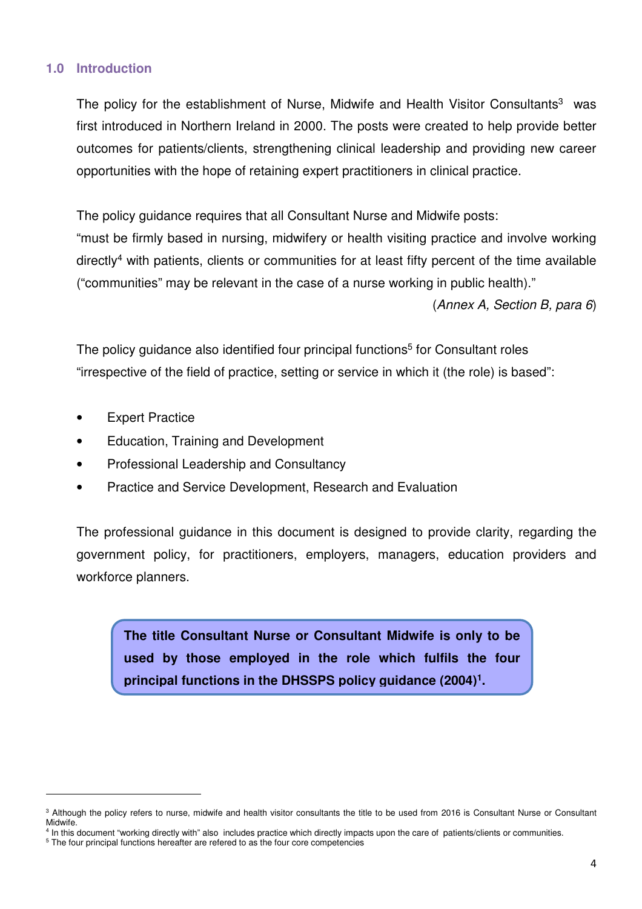## 1.0 Introduction

The policy for the establishment of Nurse, Midwife and Health Visitor Consultants[3] was first introduced in Northern Ireland in 2000. The posts were created to help provide better outcomes for patients/clients, strengthening clinical leadership and providing new career opportunities with the hope of retaining expert practitioners in clinical practice.

The policy guidance requires that all Consultant Nurse and Midwife posts:
"must be firmly based in nursing, midwifery or health visiting practice and involve working directly[4] with patients, clients or communities for at least fifty percent of the time available ("communities" may be relevant in the case of a nurse working in public health)."

(*Annex A, Section B, para 6*)

The policy guidance also identified four principal functions[5] for Consultant roles "irrespective of the field of practice, setting or service in which it (the role) is based":

- Expert Practice
- Education, Training and Development
- Professional Leadership and Consultancy
- Practice and Service Development, Research and Evaluation

The professional guidance in this document is designed to provide clarity, regarding the government policy, for practitioners, employers, managers, education providers and workforce planners.

**The title Consultant Nurse or Consultant Midwife is only to be used by those employed in the role which fulfils the four principal functions in the DHSSPS policy guidance (2004)[1].**

---

[3] Although the policy refers to nurse, midwife and health visitor consultants the title to be used from 2016 is Consultant Nurse or Consultant Midwife.

[4] In this document "working directly with" also includes practice which directly impacts upon the care of patients/clients or communities.

[5] The four principal functions hereafter are refered to as the four core competencies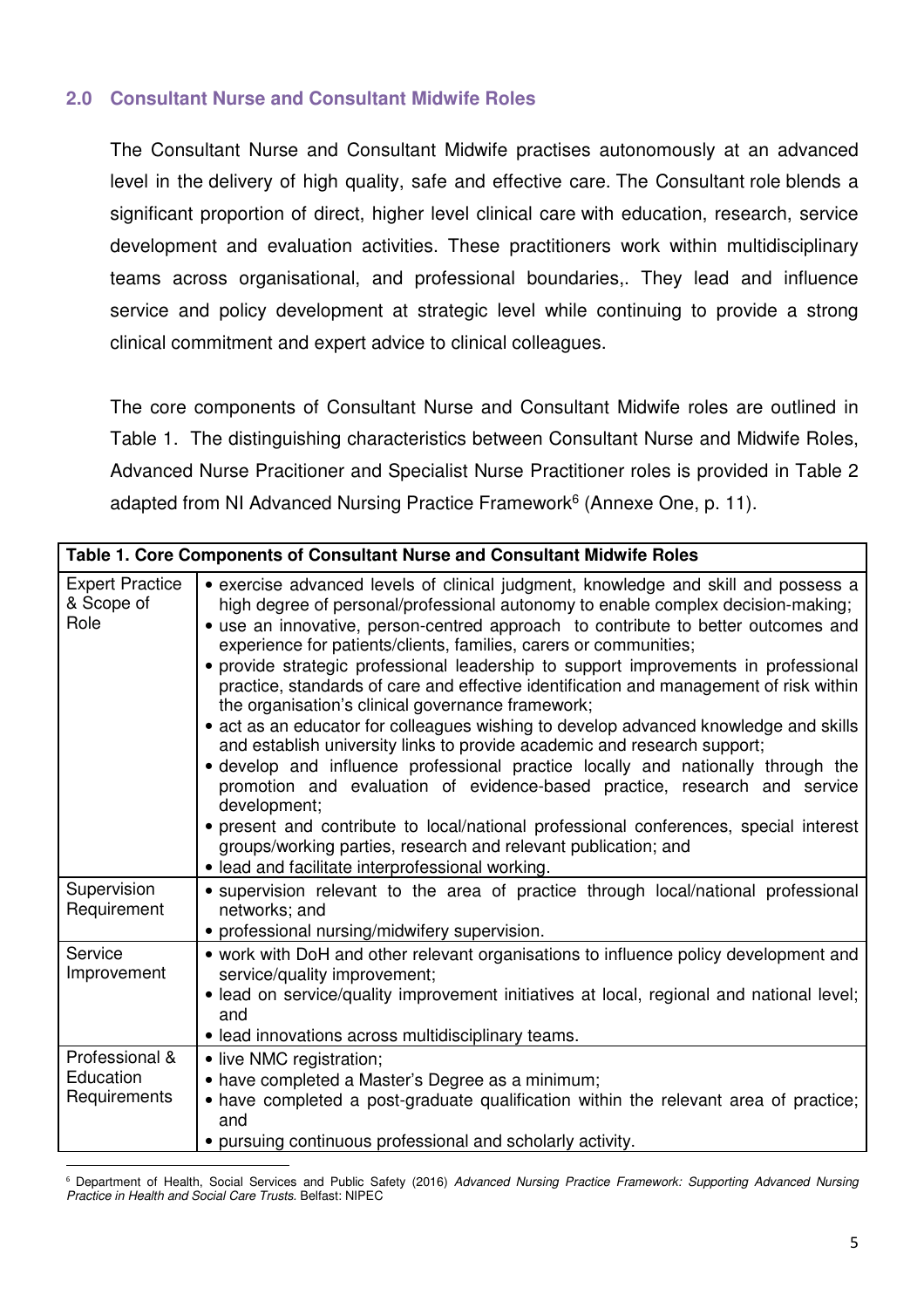## 2.0 Consultant Nurse and Consultant Midwife Roles

The Consultant Nurse and Consultant Midwife practises autonomously at an advanced level in the delivery of high quality, safe and effective care. The Consultant role blends a significant proportion of direct, higher level clinical care with education, research, service development and evaluation activities. These practitioners work within multidisciplinary teams across organisational, and professional boundaries,. They lead and influence service and policy development at strategic level while continuing to provide a strong clinical commitment and expert advice to clinical colleagues.

The core components of Consultant Nurse and Consultant Midwife roles are outlined in Table 1. The distinguishing characteristics between Consultant Nurse and Midwife Roles, Advanced Nurse Pracitioner and Specialist Nurse Practitioner roles is provided in Table 2 adapted from NI Advanced Nursing Practice Framework[6] (Annexe One, p. 11).

| **Table 1. Core Components of Consultant Nurse and Consultant Midwife Roles** | |
|---|---|
| Expert Practice & Scope of Role | • exercise advanced levels of clinical judgment, knowledge and skill and possess a high degree of personal/professional autonomy to enable complex decision-making;<br>• use an innovative, person-centred approach to contribute to better outcomes and experience for patients/clients, families, carers or communities;<br>• provide strategic professional leadership to support improvements in professional practice, standards of care and effective identification and management of risk within the organisation's clinical governance framework;<br>• act as an educator for colleagues wishing to develop advanced knowledge and skills and establish university links to provide academic and research support;<br>• develop and influence professional practice locally and nationally through the promotion and evaluation of evidence-based practice, research and service development;<br>• present and contribute to local/national professional conferences, special interest groups/working parties, research and relevant publication; and<br>• lead and facilitate interprofessional working. |
| Supervision Requirement | • supervision relevant to the area of practice through local/national professional networks; and<br>• professional nursing/midwifery supervision. |
| Service Improvement | • work with DoH and other relevant organisations to influence policy development and service/quality improvement;<br>• lead on service/quality improvement initiatives at local, regional and national level; and<br>• lead innovations across multidisciplinary teams. |
| Professional & Education Requirements | • live NMC registration;<br>• have completed a Master's Degree as a minimum;<br>• have completed a post-graduate qualification within the relevant area of practice; and<br>• pursuing continuous professional and scholarly activity. |

[6] Department of Health, Social Services and Public Safety (2016) *Advanced Nursing Practice Framework: Supporting Advanced Nursing Practice in Health and Social Care Trusts.* Belfast: NIPEC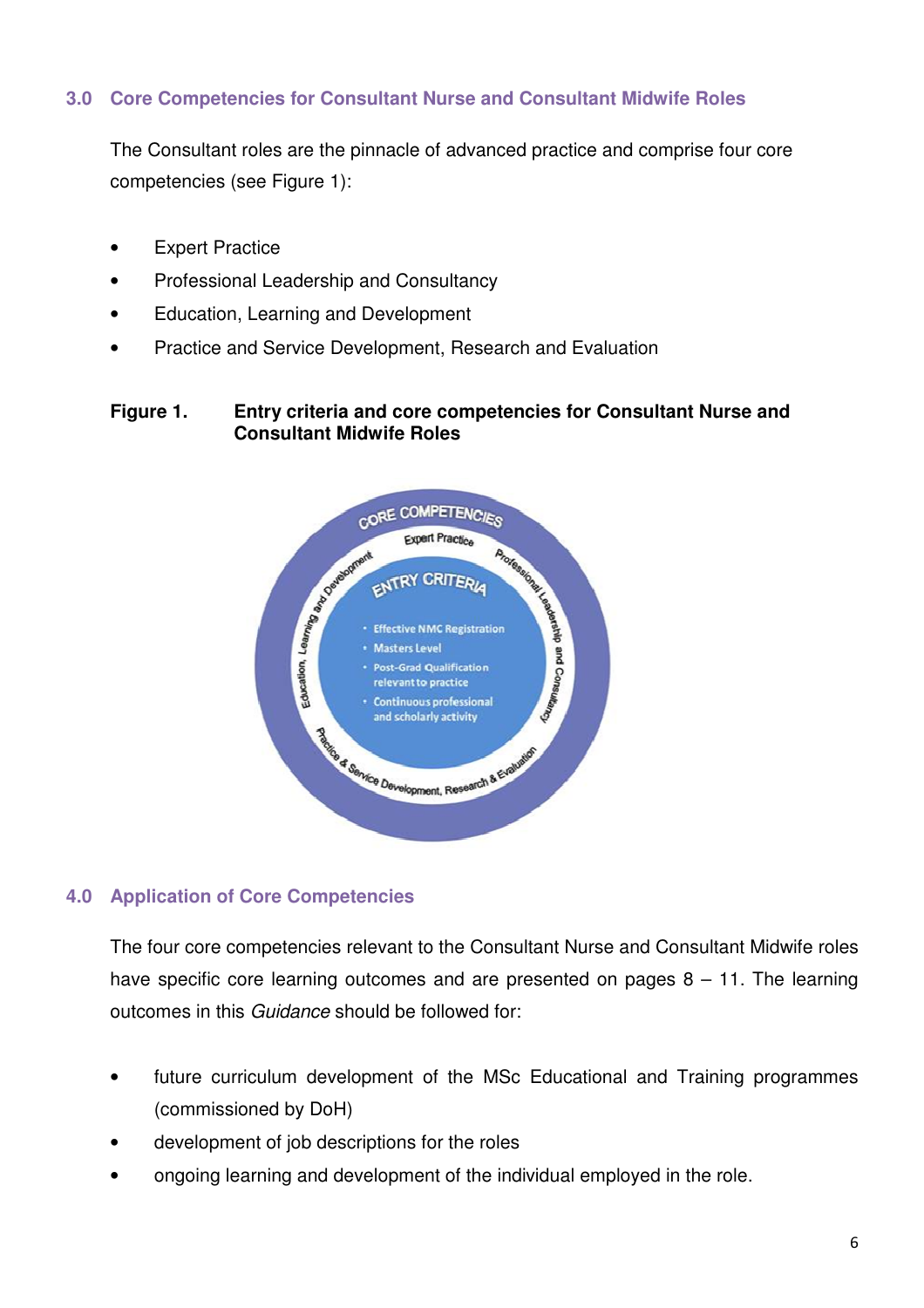## 3.0 Core Competencies for Consultant Nurse and Consultant Midwife Roles

The Consultant roles are the pinnacle of advanced practice and comprise four core competencies (see Figure 1):

- Expert Practice
- Professional Leadership and Consultancy
- Education, Learning and Development
- Practice and Service Development, Research and Evaluation

**Figure 1. Entry criteria and core competencies for Consultant Nurse and Consultant Midwife Roles**

## 4.0 Application of Core Competencies

The four core competencies relevant to the Consultant Nurse and Consultant Midwife roles have specific core learning outcomes and are presented on pages 8 – 11. The learning outcomes in this *Guidance* should be followed for:

- future curriculum development of the MSc Educational and Training programmes (commissioned by DoH)
- development of job descriptions for the roles
- ongoing learning and development of the individual employed in the role.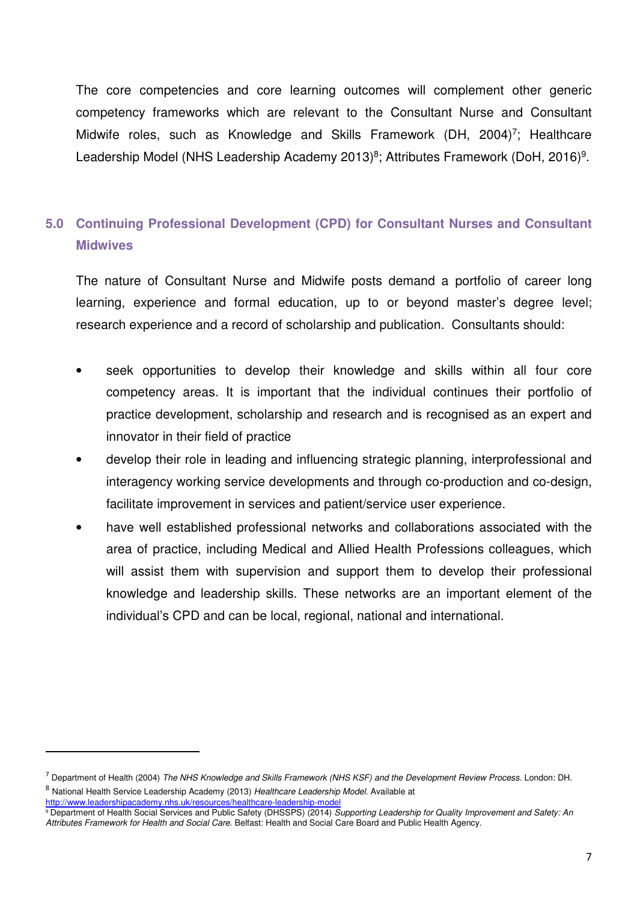The core competencies and core learning outcomes will complement other generic competency frameworks which are relevant to the Consultant Nurse and Consultant Midwife roles, such as Knowledge and Skills Framework (DH, 2004)[7]; Healthcare Leadership Model (NHS Leadership Academy 2013)[8]; Attributes Framework (DoH, 2016)[9].

## 5.0 Continuing Professional Development (CPD) for Consultant Nurses and Consultant Midwives

The nature of Consultant Nurse and Midwife posts demand a portfolio of career long learning, experience and formal education, up to or beyond master's degree level; research experience and a record of scholarship and publication. Consultants should:

- seek opportunities to develop their knowledge and skills within all four core competency areas. It is important that the individual continues their portfolio of practice development, scholarship and research and is recognised as an expert and innovator in their field of practice
- develop their role in leading and influencing strategic planning, interprofessional and interagency working service developments and through co-production and co-design, facilitate improvement in services and patient/service user experience.
- have well established professional networks and collaborations associated with the area of practice, including Medical and Allied Health Professions colleagues, which will assist them with supervision and support them to develop their professional knowledge and leadership skills. These networks are an important element of the individual's CPD and can be local, regional, national and international.

---

[7] Department of Health (2004) *The NHS Knowledge and Skills Framework (NHS KSF) and the Development Review Process.* London: DH.

[8] National Health Service Leadership Academy (2013) *Healthcare Leadership Model.* Available at http://www.leadershipacademy.nhs.uk/resources/healthcare-leadership-model

[9] Department of Health Social Services and Public Safety (DHSSPS) (2014) *Supporting Leadership for Quality Improvement and Safety: An Attributes Framework for Health and Social Care.* Belfast: Health and Social Care Board and Public Health Agency.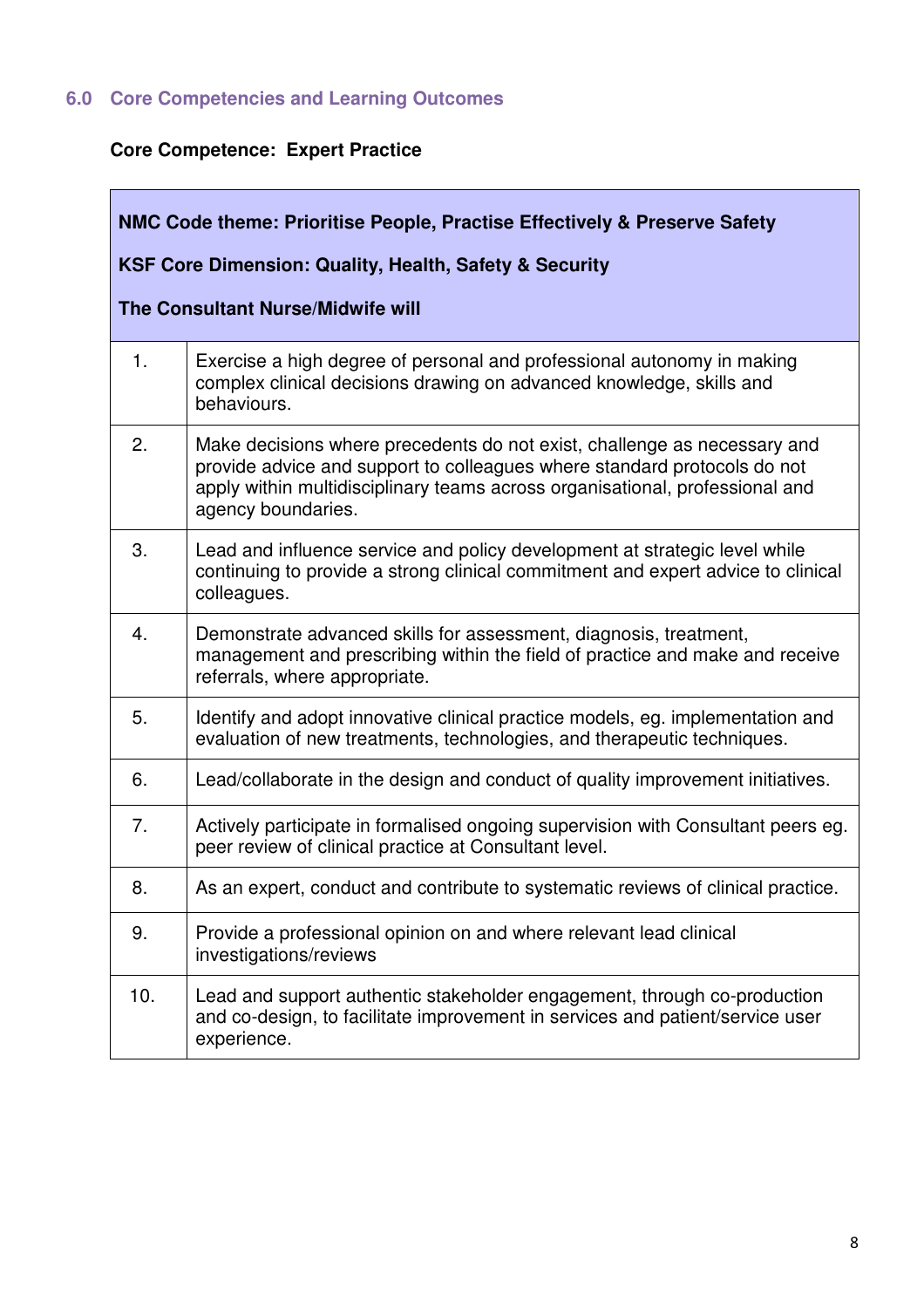## 6.0 Core Competencies and Learning Outcomes

**Core Competence: Expert Practice**

| **NMC Code theme: Prioritise People, Practise Effectively & Preserve Safety**<br><br>**KSF Core Dimension: Quality, Health, Safety & Security**<br><br>**The Consultant Nurse/Midwife will** | |
|---|---|
| 1. | Exercise a high degree of personal and professional autonomy in making complex clinical decisions drawing on advanced knowledge, skills and behaviours. |
| 2. | Make decisions where precedents do not exist, challenge as necessary and provide advice and support to colleagues where standard protocols do not apply within multidisciplinary teams across organisational, professional and agency boundaries. |
| 3. | Lead and influence service and policy development at strategic level while continuing to provide a strong clinical commitment and expert advice to clinical colleagues. |
| 4. | Demonstrate advanced skills for assessment, diagnosis, treatment, management and prescribing within the field of practice and make and receive referrals, where appropriate. |
| 5. | Identify and adopt innovative clinical practice models, eg. implementation and evaluation of new treatments, technologies, and therapeutic techniques. |
| 6. | Lead/collaborate in the design and conduct of quality improvement initiatives. |
| 7. | Actively participate in formalised ongoing supervision with Consultant peers eg. peer review of clinical practice at Consultant level. |
| 8. | As an expert, conduct and contribute to systematic reviews of clinical practice. |
| 9. | Provide a professional opinion on and where relevant lead clinical investigations/reviews |
| 10. | Lead and support authentic stakeholder engagement, through co-production and co-design, to facilitate improvement in services and patient/service user experience. |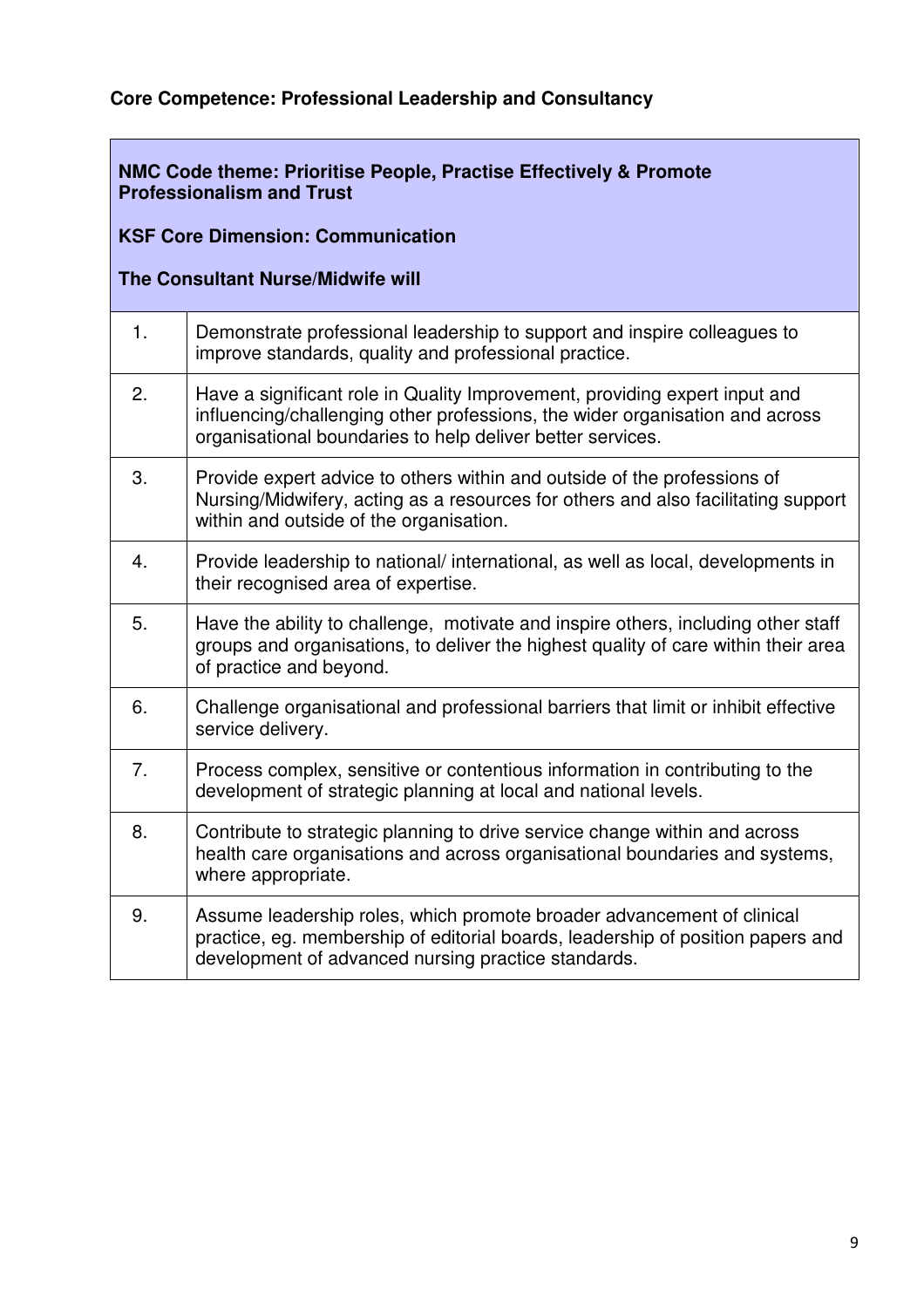**Core Competence: Professional Leadership and Consultancy**

| **NMC Code theme: Prioritise People, Practise Effectively & Promote Professionalism and Trust**<br><br>**KSF Core Dimension: Communication**<br><br>**The Consultant Nurse/Midwife will** | |
|---|---|
| 1. | Demonstrate professional leadership to support and inspire colleagues to improve standards, quality and professional practice. |
| 2. | Have a significant role in Quality Improvement, providing expert input and influencing/challenging other professions, the wider organisation and across organisational boundaries to help deliver better services. |
| 3. | Provide expert advice to others within and outside of the professions of Nursing/Midwifery, acting as a resources for others and also facilitating support within and outside of the organisation. |
| 4. | Provide leadership to national/ international, as well as local, developments in their recognised area of expertise. |
| 5. | Have the ability to challenge, motivate and inspire others, including other staff groups and organisations, to deliver the highest quality of care within their area of practice and beyond. |
| 6. | Challenge organisational and professional barriers that limit or inhibit effective service delivery. |
| 7. | Process complex, sensitive or contentious information in contributing to the development of strategic planning at local and national levels. |
| 8. | Contribute to strategic planning to drive service change within and across health care organisations and across organisational boundaries and systems, where appropriate. |
| 9. | Assume leadership roles, which promote broader advancement of clinical practice, eg. membership of editorial boards, leadership of position papers and development of advanced nursing practice standards. |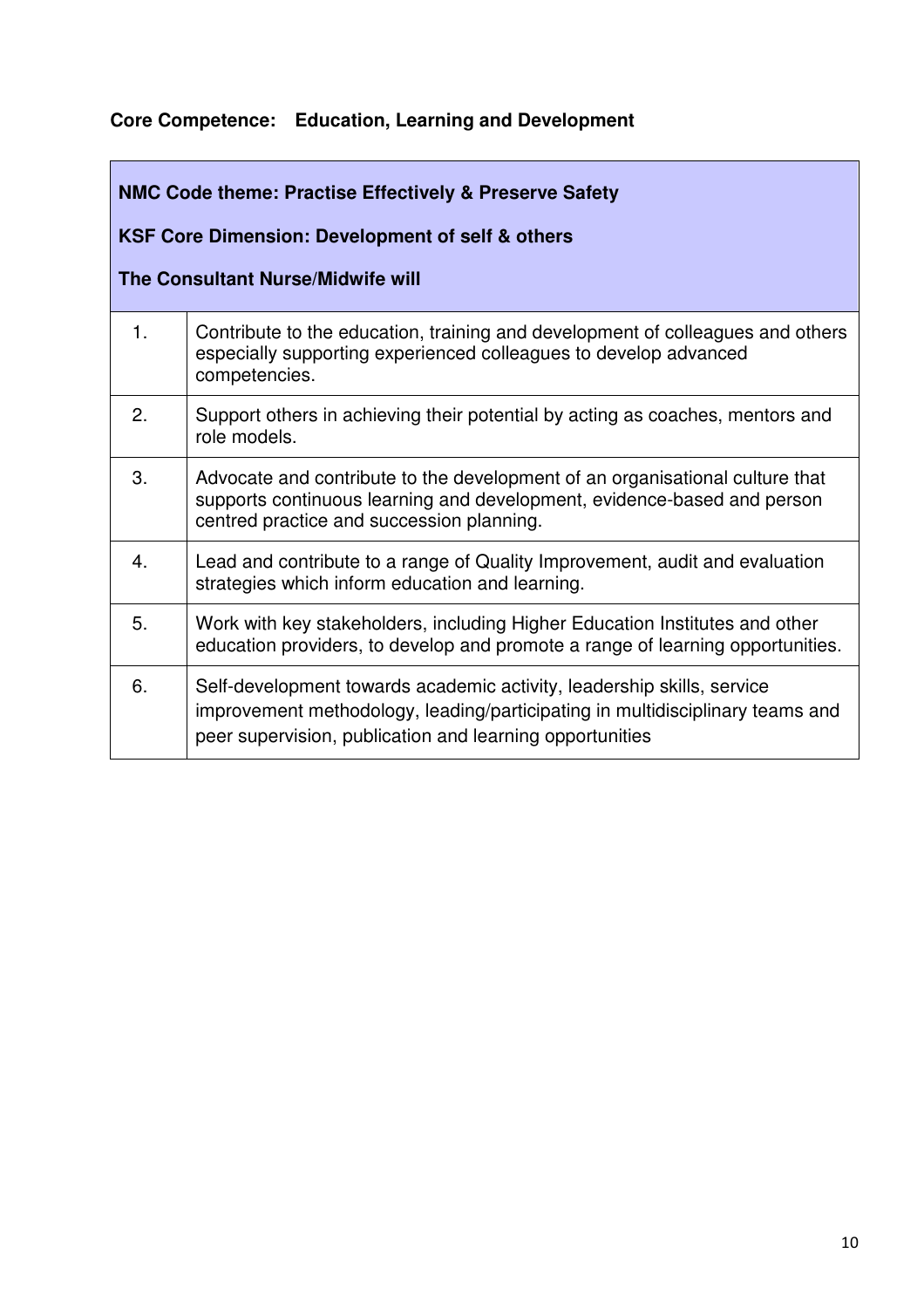**Core Competence: Education, Learning and Development**

| **NMC Code theme: Practise Effectively & Preserve Safety**<br><br>**KSF Core Dimension: Development of self & others**<br><br>**The Consultant Nurse/Midwife will** | |
|---|---|
| 1. | Contribute to the education, training and development of colleagues and others especially supporting experienced colleagues to develop advanced competencies. |
| 2. | Support others in achieving their potential by acting as coaches, mentors and role models. |
| 3. | Advocate and contribute to the development of an organisational culture that supports continuous learning and development, evidence-based and person centred practice and succession planning. |
| 4. | Lead and contribute to a range of Quality Improvement, audit and evaluation strategies which inform education and learning. |
| 5. | Work with key stakeholders, including Higher Education Institutes and other education providers, to develop and promote a range of learning opportunities. |
| 6. | Self-development towards academic activity, leadership skills, service improvement methodology, leading/participating in multidisciplinary teams and peer supervision, publication and learning opportunities |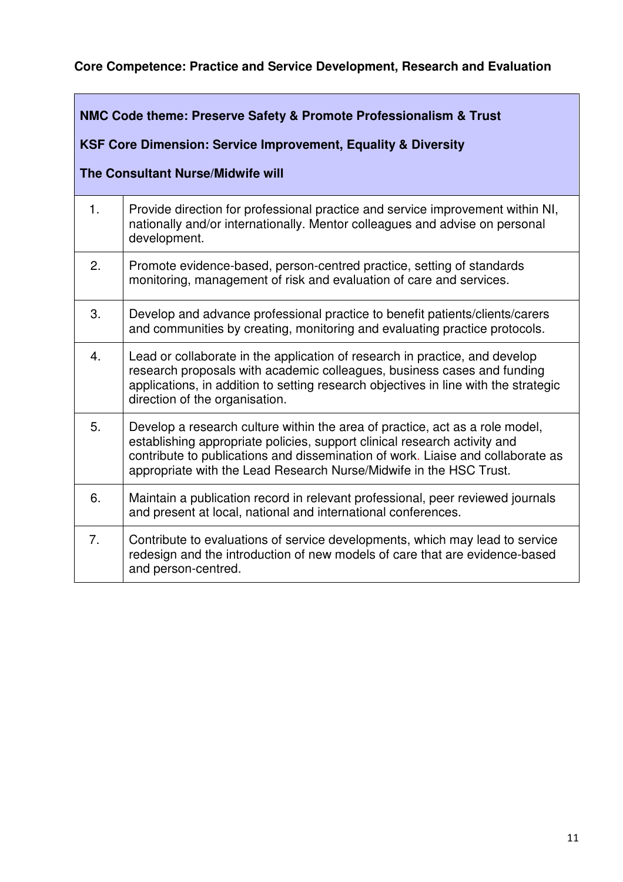**Core Competence: Practice and Service Development, Research and Evaluation**

| **NMC Code theme: Preserve Safety & Promote Professionalism & Trust**<br><br>**KSF Core Dimension: Service Improvement, Equality & Diversity**<br><br>**The Consultant Nurse/Midwife will** | |
|---|---|
| 1. | Provide direction for professional practice and service improvement within NI, nationally and/or internationally. Mentor colleagues and advise on personal development. |
| 2. | Promote evidence-based, person-centred practice, setting of standards monitoring, management of risk and evaluation of care and services. |
| 3. | Develop and advance professional practice to benefit patients/clients/carers and communities by creating, monitoring and evaluating practice protocols. |
| 4. | Lead or collaborate in the application of research in practice, and develop research proposals with academic colleagues, business cases and funding applications, in addition to setting research objectives in line with the strategic direction of the organisation. |
| 5. | Develop a research culture within the area of practice, act as a role model, establishing appropriate policies, support clinical research activity and contribute to publications and dissemination of work. Liaise and collaborate as appropriate with the Lead Research Nurse/Midwife in the HSC Trust. |
| 6. | Maintain a publication record in relevant professional, peer reviewed journals and present at local, national and international conferences. |
| 7. | Contribute to evaluations of service developments, which may lead to service redesign and the introduction of new models of care that are evidence-based and person-centred. |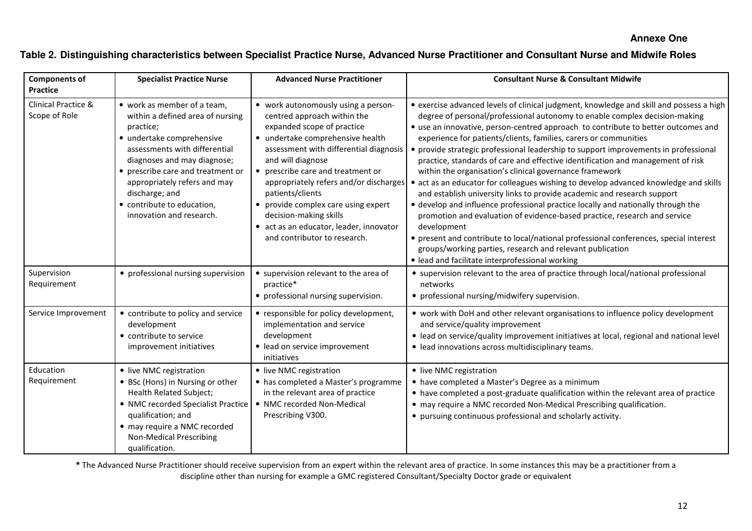**Annexe One**

**Table 2. Distinguishing characteristics between Specialist Practice Nurse, Advanced Nurse Practitioner and Consultant Nurse and Midwife Roles**

| Components of Practice | Specialist Practice Nurse | Advanced Nurse Practitioner | Consultant Nurse & Consultant Midwife |
|---|---|---|---|
| Clinical Practice & Scope of Role | • work as member of a team, within a defined area of nursing practice;<br>• undertake comprehensive assessments with differential diagnoses and may diagnose;<br>• prescribe care and treatment or appropriately refers and may discharge; and<br>• contribute to education, innovation and research. | • work autonomously using a person-centred approach within the expanded scope of practice<br>• undertake comprehensive health assessment with differential diagnosis and will diagnose<br>• prescribe care and treatment or appropriately refers and/or discharges patients/clients<br>• provide complex care using expert decision-making skills<br>• act as an educator, leader, innovator and contributor to research. | • exercise advanced levels of clinical judgment, knowledge and skill and possess a high degree of personal/professional autonomy to enable complex decision-making<br>• use an innovative, person-centred approach to contribute to better outcomes and experience for patients/clients, families, carers or communities<br>• provide strategic professional leadership to support improvements in professional practice, standards of care and effective identification and management of risk within the organisation's clinical governance framework<br>• act as an educator for colleagues wishing to develop advanced knowledge and skills and establish university links to provide academic and research support<br>• develop and influence professional practice locally and nationally through the promotion and evaluation of evidence-based practice, research and service development<br>• present and contribute to local/national professional conferences, special interest groups/working parties, research and relevant publication<br>• lead and facilitate interprofessional working |
| Supervision Requirement | • professional nursing supervision | • supervision relevant to the area of practice*<br>• professional nursing supervision. | • supervision relevant to the area of practice through local/national professional networks<br>• professional nursing/midwifery supervision. |
| Service Improvement | • contribute to policy and service development<br>• contribute to service improvement initiatives | • responsible for policy development, implementation and service development<br>• lead on service improvement initiatives | • work with DoH and other relevant organisations to influence policy development and service/quality improvement<br>• lead on service/quality improvement initiatives at local, regional and national level<br>• lead innovations across multidisciplinary teams. |
| Education Requirement | • live NMC registration<br>• BSc (Hons) in Nursing or other Health Related Subject;<br>• NMC recorded Specialist Practice qualification; and<br>• may require a NMC recorded Non-Medical Prescribing qualification. | • live NMC registration<br>• has completed a Master's programme in the relevant area of practice<br>• NMC recorded Non-Medical Prescribing V300. | • live NMC registration<br>• have completed a Master's Degree as a minimum<br>• have completed a post-graduate qualification within the relevant area of practice<br>• may require a NMC recorded Non-Medical Prescribing qualification.<br>• pursuing continuous professional and scholarly activity. |

**\*** The Advanced Nurse Practitioner should receive supervision from an expert within the relevant area of practice. In some instances this may be a practitioner from a discipline other than nursing for example a GMC registered Consultant/Specialty Doctor grade or equivalent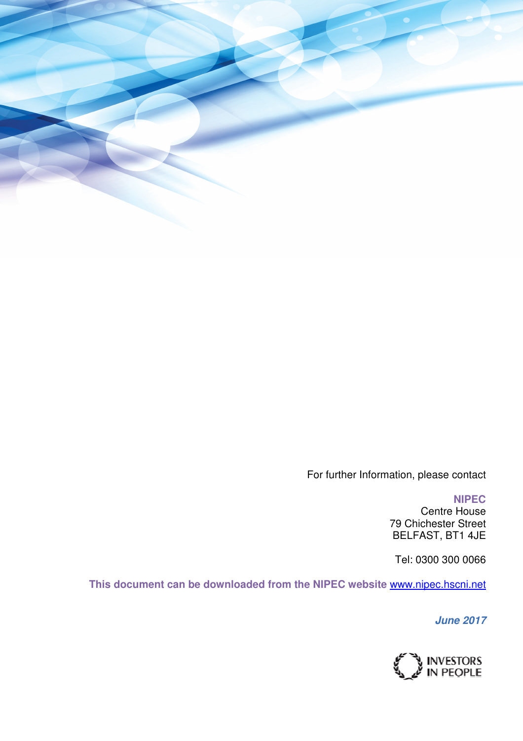For further Information, please contact

**NIPEC**
Centre House
79 Chichester Street
BELFAST, BT1 4JE

Tel: 0300 300 0066

**This document can be downloaded from the NIPEC website** [www.nipec.hscni.net](http://www.nipec.hscni.net)

***June 2017***

INVESTORS IN PEOPLE